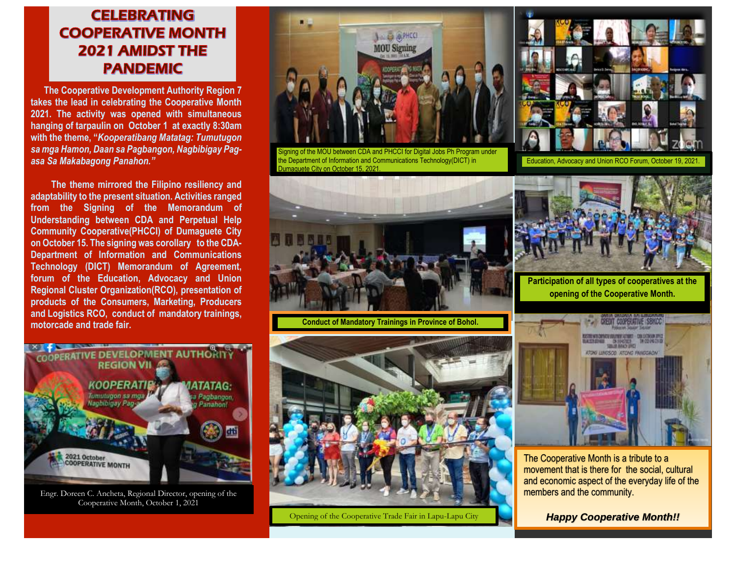# CELEBRATING COOPERATIVE MONTH 2021 AMIDST THE PANDEMIC

The Cooperative Development Authority Region 7 takes the lead in celebrating the Cooperative Month 2021. The activity was opened with simultaneous hanging of tarpaulin on October 1 at exactly 8:30am with the theme, *"Kooperatibang Matatag: Tumutugon sa mga Hamon, Daan sa Pagbangon, Nagbibigay Pag-asa Sa Makabagong Panahon."*

The theme mirrored the Filipino resiliency and adaptability to the present situation. Activities ranged from the Signing of the Memorandum of Understanding between CDA and Perpetual Help Community Cooperative(PHCCI) of Dumaguete City on October 15. The signing was corollary to the CDA-Department of Information and Communications Technology (DICT) Memorandum of Agreement, forum of the Education, Advocacy and Union Regional Cluster Organization(RCO), presentation of products of the Consumers, Marketing, Producers and Logistics RCO, conduct of mandatory trainings, motorcade and trade fair.

Engr. Doreen C. Ancheta, Regional Director, opening of the Cooperative Month, October 1, 2021

Signing of the MOU between CDA and PHCCI for Digital Jobs Ph Program under the Department of Information and Communications Technology(DICT) in Dumaguete City on October 15, 2021.

Education, Advocacy and Union RCO Forum, October 19, 2021.

Conduct of Mandatory Trainings in Province of Bohol.

Participation of all types of cooperatives at the opening of the Cooperative Month.

Opening of the Cooperative Trade Fair in Lapu-Lapu City

The Cooperative Month is a tribute to a movement that is there for the social, cultural and economic aspect of the everyday life of the members and the community.

***Happy Cooperative Month!!***